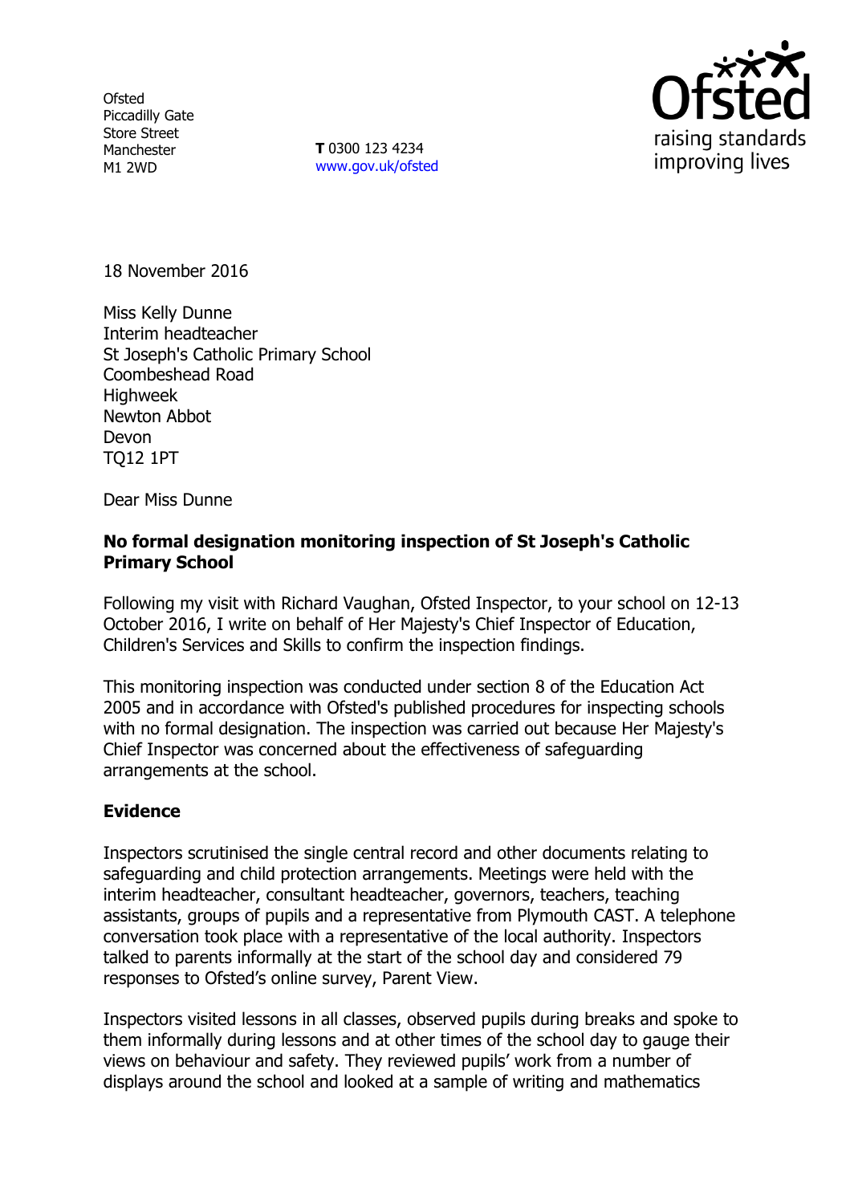Ofsted
Piccadilly Gate
Store Street
Manchester
M1 2WD

**T** 0300 123 4234
www.gov.uk/ofsted

18 November 2016

Miss Kelly Dunne
Interim headteacher
St Joseph's Catholic Primary School
Coombeshead Road
Highweek
Newton Abbot
Devon
TQ12 1PT

Dear Miss Dunne

**No formal designation monitoring inspection of St Joseph's Catholic Primary School**

Following my visit with Richard Vaughan, Ofsted Inspector, to your school on 12-13 October 2016, I write on behalf of Her Majesty's Chief Inspector of Education, Children's Services and Skills to confirm the inspection findings.

This monitoring inspection was conducted under section 8 of the Education Act 2005 and in accordance with Ofsted's published procedures for inspecting schools with no formal designation. The inspection was carried out because Her Majesty's Chief Inspector was concerned about the effectiveness of safeguarding arrangements at the school.

## Evidence

Inspectors scrutinised the single central record and other documents relating to safeguarding and child protection arrangements. Meetings were held with the interim headteacher, consultant headteacher, governors, teachers, teaching assistants, groups of pupils and a representative from Plymouth CAST. A telephone conversation took place with a representative of the local authority. Inspectors talked to parents informally at the start of the school day and considered 79 responses to Ofsted's online survey, Parent View.

Inspectors visited lessons in all classes, observed pupils during breaks and spoke to them informally during lessons and at other times of the school day to gauge their views on behaviour and safety. They reviewed pupils' work from a number of displays around the school and looked at a sample of writing and mathematics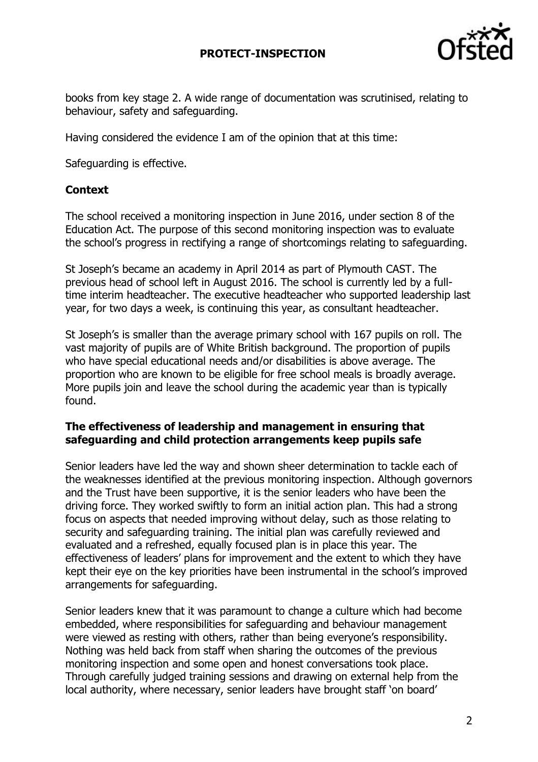books from key stage 2. A wide range of documentation was scrutinised, relating to behaviour, safety and safeguarding.

Having considered the evidence I am of the opinion that at this time:

Safeguarding is effective.

## Context

The school received a monitoring inspection in June 2016, under section 8 of the Education Act. The purpose of this second monitoring inspection was to evaluate the school's progress in rectifying a range of shortcomings relating to safeguarding.

St Joseph's became an academy in April 2014 as part of Plymouth CAST. The previous head of school left in August 2016. The school is currently led by a full-time interim headteacher. The executive headteacher who supported leadership last year, for two days a week, is continuing this year, as consultant headteacher.

St Joseph's is smaller than the average primary school with 167 pupils on roll. The vast majority of pupils are of White British background. The proportion of pupils who have special educational needs and/or disabilities is above average. The proportion who are known to be eligible for free school meals is broadly average. More pupils join and leave the school during the academic year than is typically found.

## The effectiveness of leadership and management in ensuring that safeguarding and child protection arrangements keep pupils safe

Senior leaders have led the way and shown sheer determination to tackle each of the weaknesses identified at the previous monitoring inspection. Although governors and the Trust have been supportive, it is the senior leaders who have been the driving force. They worked swiftly to form an initial action plan. This had a strong focus on aspects that needed improving without delay, such as those relating to security and safeguarding training. The initial plan was carefully reviewed and evaluated and a refreshed, equally focused plan is in place this year. The effectiveness of leaders' plans for improvement and the extent to which they have kept their eye on the key priorities have been instrumental in the school's improved arrangements for safeguarding.

Senior leaders knew that it was paramount to change a culture which had become embedded, where responsibilities for safeguarding and behaviour management were viewed as resting with others, rather than being everyone's responsibility. Nothing was held back from staff when sharing the outcomes of the previous monitoring inspection and some open and honest conversations took place. Through carefully judged training sessions and drawing on external help from the local authority, where necessary, senior leaders have brought staff 'on board'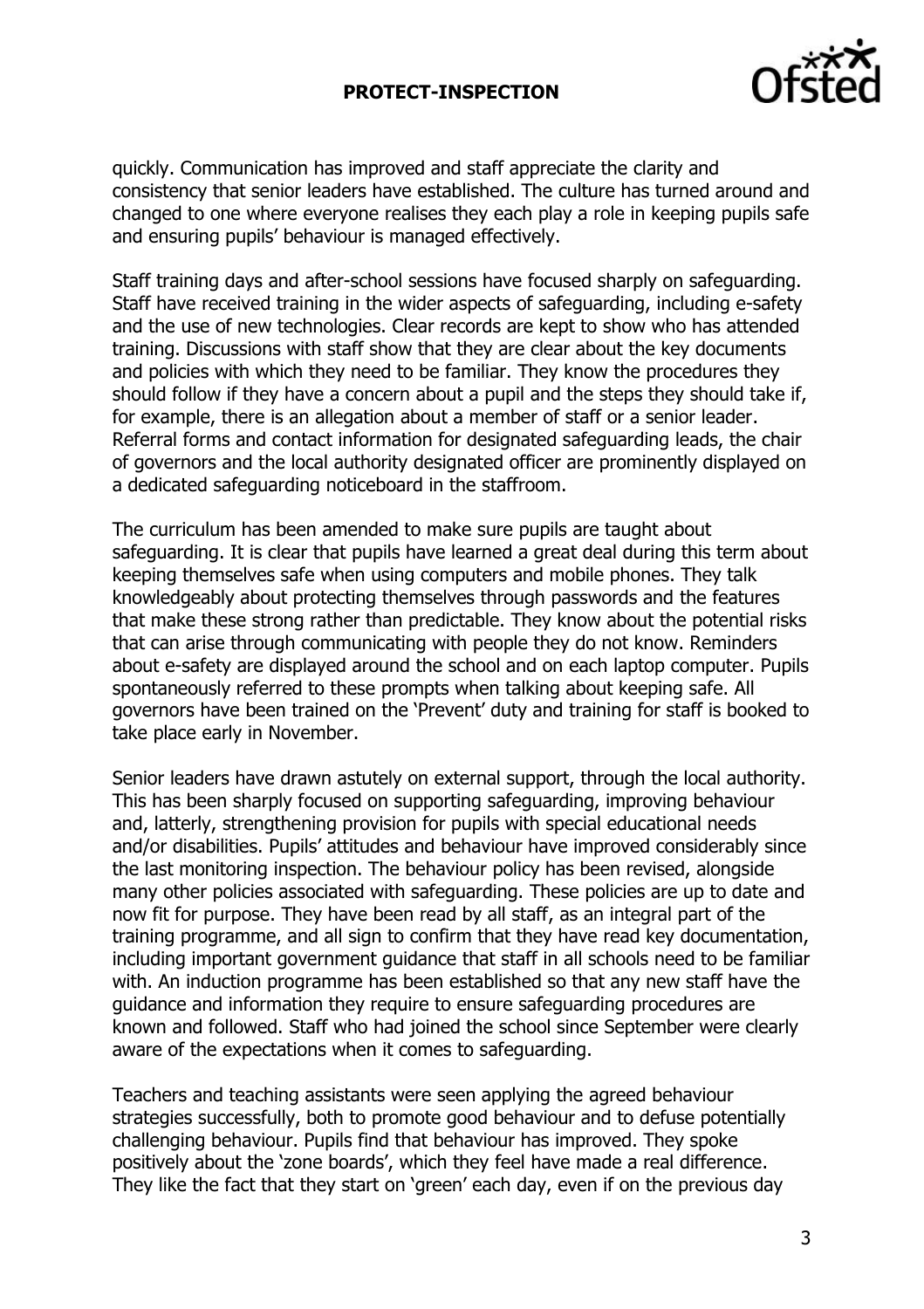quickly. Communication has improved and staff appreciate the clarity and consistency that senior leaders have established. The culture has turned around and changed to one where everyone realises they each play a role in keeping pupils safe and ensuring pupils' behaviour is managed effectively.

Staff training days and after-school sessions have focused sharply on safeguarding. Staff have received training in the wider aspects of safeguarding, including e-safety and the use of new technologies. Clear records are kept to show who has attended training. Discussions with staff show that they are clear about the key documents and policies with which they need to be familiar. They know the procedures they should follow if they have a concern about a pupil and the steps they should take if, for example, there is an allegation about a member of staff or a senior leader. Referral forms and contact information for designated safeguarding leads, the chair of governors and the local authority designated officer are prominently displayed on a dedicated safeguarding noticeboard in the staffroom.

The curriculum has been amended to make sure pupils are taught about safeguarding. It is clear that pupils have learned a great deal during this term about keeping themselves safe when using computers and mobile phones. They talk knowledgeably about protecting themselves through passwords and the features that make these strong rather than predictable. They know about the potential risks that can arise through communicating with people they do not know. Reminders about e-safety are displayed around the school and on each laptop computer. Pupils spontaneously referred to these prompts when talking about keeping safe. All governors have been trained on the 'Prevent' duty and training for staff is booked to take place early in November.

Senior leaders have drawn astutely on external support, through the local authority. This has been sharply focused on supporting safeguarding, improving behaviour and, latterly, strengthening provision for pupils with special educational needs and/or disabilities. Pupils' attitudes and behaviour have improved considerably since the last monitoring inspection. The behaviour policy has been revised, alongside many other policies associated with safeguarding. These policies are up to date and now fit for purpose. They have been read by all staff, as an integral part of the training programme, and all sign to confirm that they have read key documentation, including important government guidance that staff in all schools need to be familiar with. An induction programme has been established so that any new staff have the guidance and information they require to ensure safeguarding procedures are known and followed. Staff who had joined the school since September were clearly aware of the expectations when it comes to safeguarding.

Teachers and teaching assistants were seen applying the agreed behaviour strategies successfully, both to promote good behaviour and to defuse potentially challenging behaviour. Pupils find that behaviour has improved. They spoke positively about the 'zone boards', which they feel have made a real difference. They like the fact that they start on 'green' each day, even if on the previous day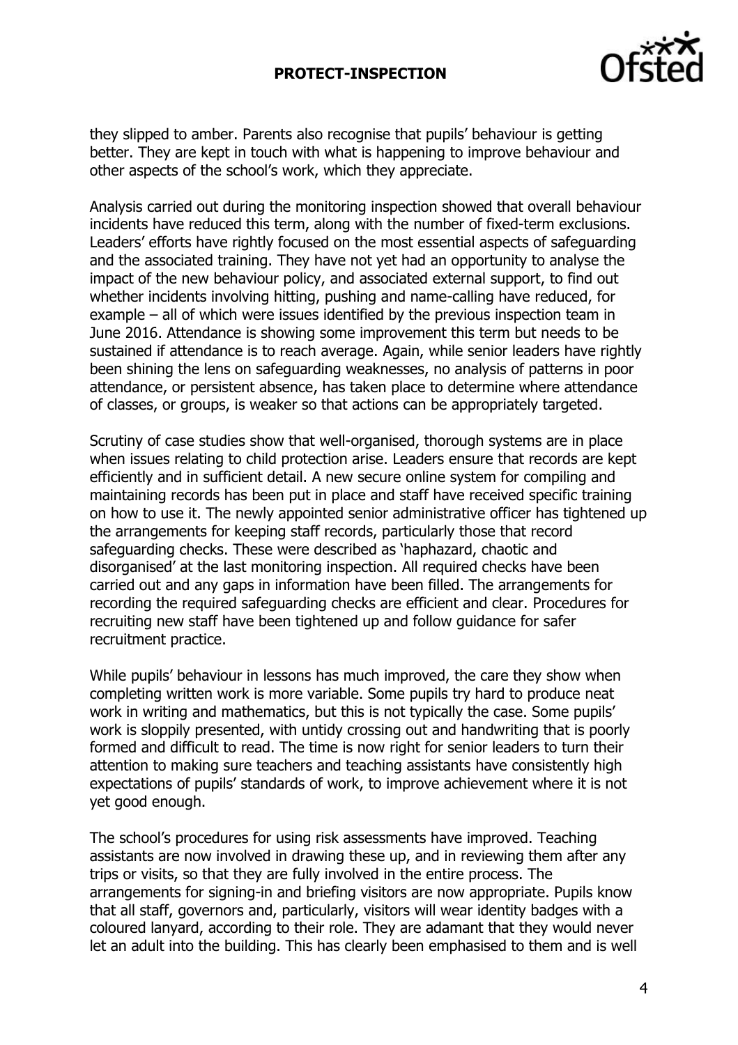they slipped to amber. Parents also recognise that pupils' behaviour is getting better. They are kept in touch with what is happening to improve behaviour and other aspects of the school's work, which they appreciate.

Analysis carried out during the monitoring inspection showed that overall behaviour incidents have reduced this term, along with the number of fixed-term exclusions. Leaders' efforts have rightly focused on the most essential aspects of safeguarding and the associated training. They have not yet had an opportunity to analyse the impact of the new behaviour policy, and associated external support, to find out whether incidents involving hitting, pushing and name-calling have reduced, for example – all of which were issues identified by the previous inspection team in June 2016. Attendance is showing some improvement this term but needs to be sustained if attendance is to reach average. Again, while senior leaders have rightly been shining the lens on safeguarding weaknesses, no analysis of patterns in poor attendance, or persistent absence, has taken place to determine where attendance of classes, or groups, is weaker so that actions can be appropriately targeted.

Scrutiny of case studies show that well-organised, thorough systems are in place when issues relating to child protection arise. Leaders ensure that records are kept efficiently and in sufficient detail. A new secure online system for compiling and maintaining records has been put in place and staff have received specific training on how to use it. The newly appointed senior administrative officer has tightened up the arrangements for keeping staff records, particularly those that record safeguarding checks. These were described as 'haphazard, chaotic and disorganised' at the last monitoring inspection. All required checks have been carried out and any gaps in information have been filled. The arrangements for recording the required safeguarding checks are efficient and clear. Procedures for recruiting new staff have been tightened up and follow guidance for safer recruitment practice.

While pupils' behaviour in lessons has much improved, the care they show when completing written work is more variable. Some pupils try hard to produce neat work in writing and mathematics, but this is not typically the case. Some pupils' work is sloppily presented, with untidy crossing out and handwriting that is poorly formed and difficult to read. The time is now right for senior leaders to turn their attention to making sure teachers and teaching assistants have consistently high expectations of pupils' standards of work, to improve achievement where it is not yet good enough.

The school's procedures for using risk assessments have improved. Teaching assistants are now involved in drawing these up, and in reviewing them after any trips or visits, so that they are fully involved in the entire process. The arrangements for signing-in and briefing visitors are now appropriate. Pupils know that all staff, governors and, particularly, visitors will wear identity badges with a coloured lanyard, according to their role. They are adamant that they would never let an adult into the building. This has clearly been emphasised to them and is well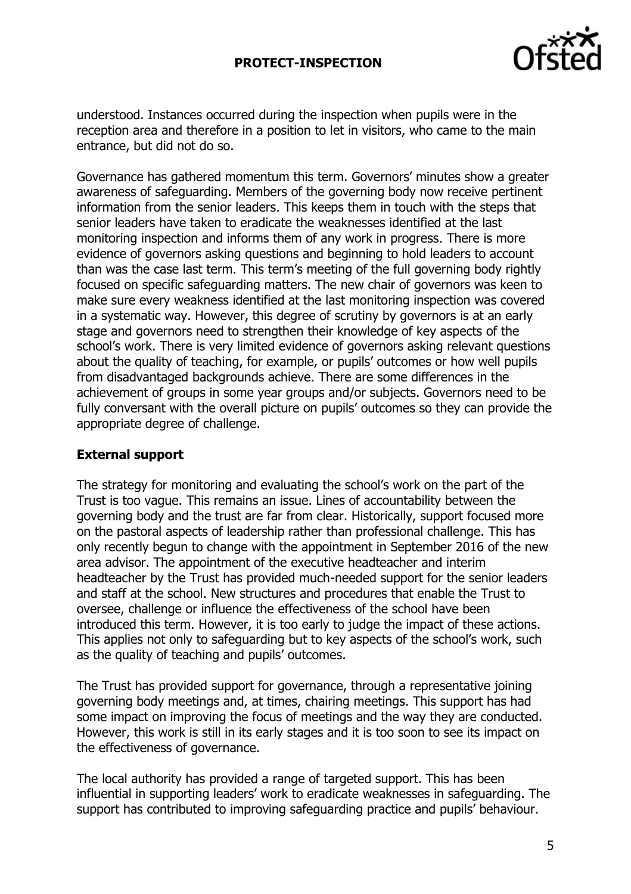understood. Instances occurred during the inspection when pupils were in the reception area and therefore in a position to let in visitors, who came to the main entrance, but did not do so.

Governance has gathered momentum this term. Governors' minutes show a greater awareness of safeguarding. Members of the governing body now receive pertinent information from the senior leaders. This keeps them in touch with the steps that senior leaders have taken to eradicate the weaknesses identified at the last monitoring inspection and informs them of any work in progress. There is more evidence of governors asking questions and beginning to hold leaders to account than was the case last term. This term's meeting of the full governing body rightly focused on specific safeguarding matters. The new chair of governors was keen to make sure every weakness identified at the last monitoring inspection was covered in a systematic way. However, this degree of scrutiny by governors is at an early stage and governors need to strengthen their knowledge of key aspects of the school's work. There is very limited evidence of governors asking relevant questions about the quality of teaching, for example, or pupils' outcomes or how well pupils from disadvantaged backgrounds achieve. There are some differences in the achievement of groups in some year groups and/or subjects. Governors need to be fully conversant with the overall picture on pupils' outcomes so they can provide the appropriate degree of challenge.

## External support

The strategy for monitoring and evaluating the school's work on the part of the Trust is too vague. This remains an issue. Lines of accountability between the governing body and the trust are far from clear. Historically, support focused more on the pastoral aspects of leadership rather than professional challenge. This has only recently begun to change with the appointment in September 2016 of the new area advisor. The appointment of the executive headteacher and interim headteacher by the Trust has provided much-needed support for the senior leaders and staff at the school. New structures and procedures that enable the Trust to oversee, challenge or influence the effectiveness of the school have been introduced this term. However, it is too early to judge the impact of these actions. This applies not only to safeguarding but to key aspects of the school's work, such as the quality of teaching and pupils' outcomes.

The Trust has provided support for governance, through a representative joining governing body meetings and, at times, chairing meetings. This support has had some impact on improving the focus of meetings and the way they are conducted. However, this work is still in its early stages and it is too soon to see its impact on the effectiveness of governance.

The local authority has provided a range of targeted support. This has been influential in supporting leaders' work to eradicate weaknesses in safeguarding. The support has contributed to improving safeguarding practice and pupils' behaviour.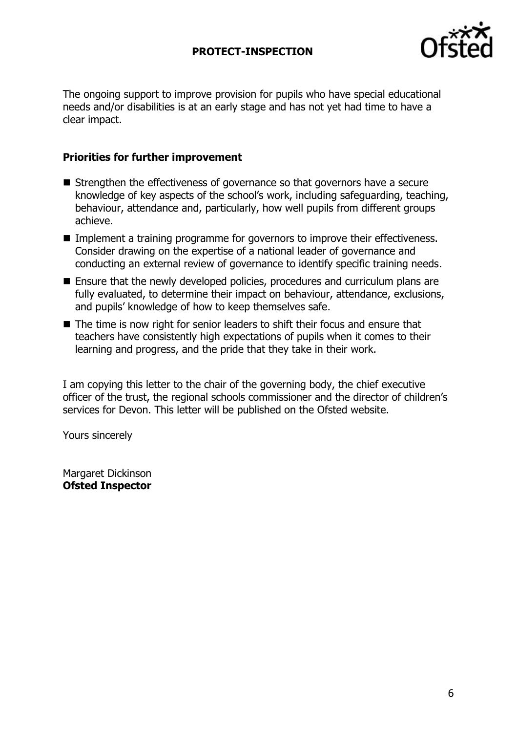The ongoing support to improve provision for pupils who have special educational needs and/or disabilities is at an early stage and has not yet had time to have a clear impact.

## Priorities for further improvement

- Strengthen the effectiveness of governance so that governors have a secure knowledge of key aspects of the school's work, including safeguarding, teaching, behaviour, attendance and, particularly, how well pupils from different groups achieve.
- Implement a training programme for governors to improve their effectiveness. Consider drawing on the expertise of a national leader of governance and conducting an external review of governance to identify specific training needs.
- Ensure that the newly developed policies, procedures and curriculum plans are fully evaluated, to determine their impact on behaviour, attendance, exclusions, and pupils' knowledge of how to keep themselves safe.
- The time is now right for senior leaders to shift their focus and ensure that teachers have consistently high expectations of pupils when it comes to their learning and progress, and the pride that they take in their work.

I am copying this letter to the chair of the governing body, the chief executive officer of the trust, the regional schools commissioner and the director of children's services for Devon. This letter will be published on the Ofsted website.

Yours sincerely

Margaret Dickinson
**Ofsted Inspector**